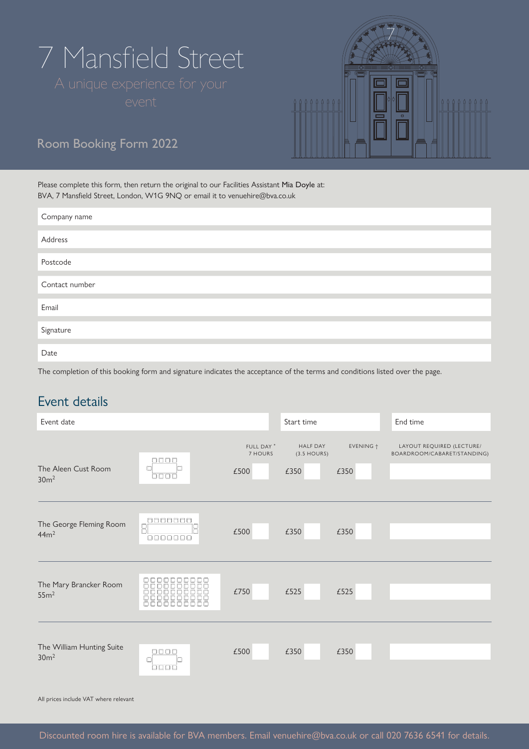# 7 Mansfield Street

A unique experience for your event

## Room Booking Form 2022

Please complete this form, then return the original to our Facilities Assistant **Mia Doyle** at:
BVA, 7 Mansfield Street, London, W1G 9NQ or email it to venuehire@bva.co.uk

| |
|---|
| Company name |
| Address |
| Postcode |
| Contact number |
| Email |
| Signature |
| Date |

The completion of this booking form and signature indicates the acceptance of the terms and conditions listed over the page.

## Event details

| Event date | Start time | End time |
|---|---|---|
| | | |

| Room | FULL DAY * 7 HOURS | HALF DAY (3.5 HOURS) | EVENING † | LAYOUT REQUIRED (LECTURE/ BOARDROOM/CABARET/STANDING) |
|---|---|---|---|---|
| The Aleen Cust Room 30m$^2$ | £500 | £350 | £350 | |
| The George Fleming Room 44m$^2$ | £500 | £350 | £350 | |
| The Mary Brancker Room 55m$^2$ | £750 | £525 | £525 | |
| The William Hunting Suite 30m$^2$ | £500 | £350 | £350 | |

All prices include VAT where relevant

Discounted room hire is available for BVA members. Email venuehire@bva.co.uk or call 020 7636 6541 for details.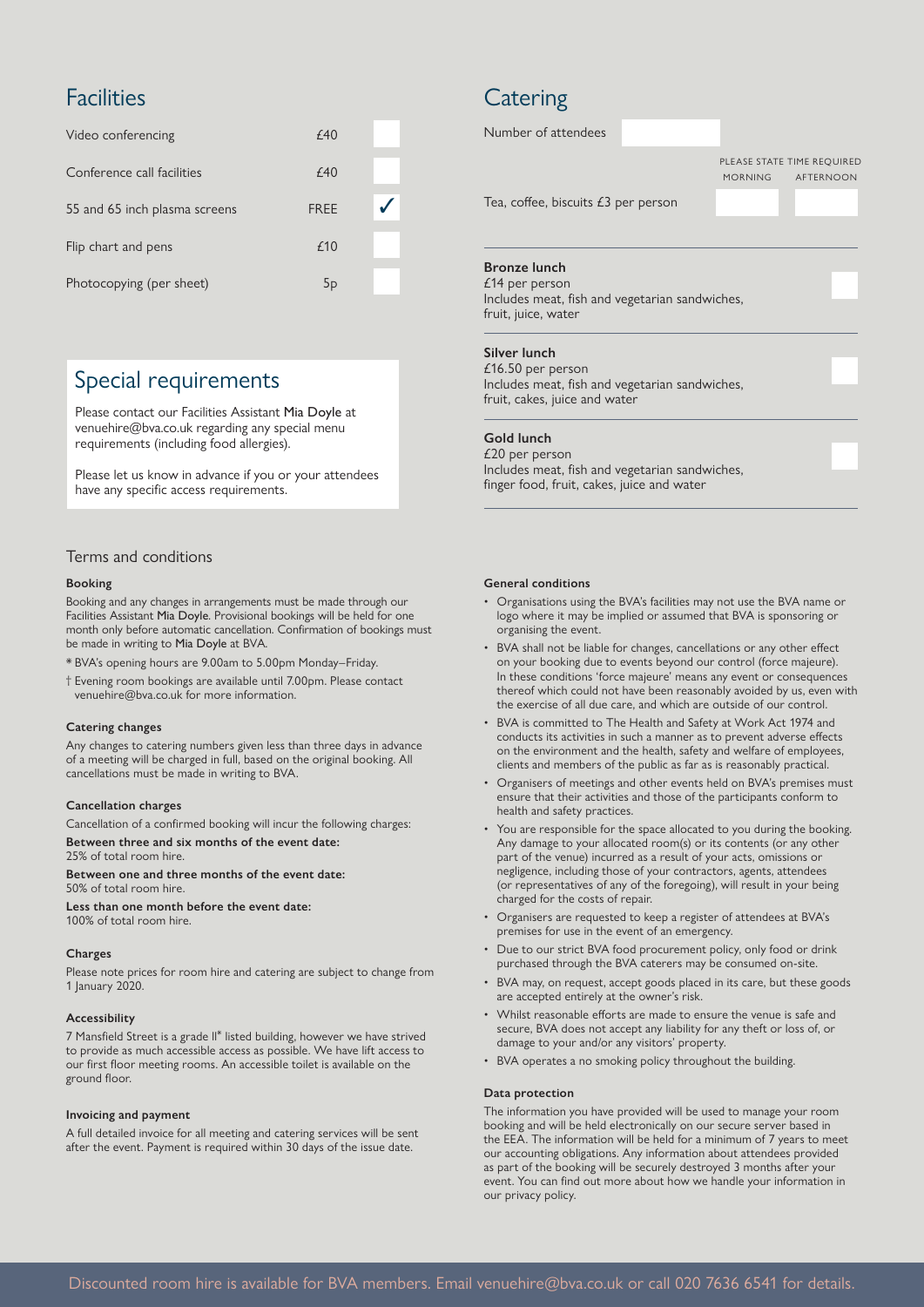## Facilities

| | | |
|---|---|---|
| Video conferencing | £40 | |
| Conference call facilities | £40 | |
| 55 and 65 inch plasma screens | FREE | ✓ |
| Flip chart and pens | £10 | |
| Photocopying (per sheet) | 5p | |

## Special requirements

Please contact our Facilities Assistant Mia Doyle at venuehire@bva.co.uk regarding any special menu requirements (including food allergies).

Please let us know in advance if you or your attendees have any specific access requirements.

## Catering

Number of attendees

| | PLEASE STATE TIME REQUIRED | |
|---|---|---|
| | MORNING | AFTERNOON |
| Tea, coffee, biscuits £3 per person | | |

**Bronze lunch**
£14 per person
Includes meat, fish and vegetarian sandwiches, fruit, juice, water

**Silver lunch**
£16.50 per person
Includes meat, fish and vegetarian sandwiches, fruit, cakes, juice and water

**Gold lunch**
£20 per person
Includes meat, fish and vegetarian sandwiches, finger food, fruit, cakes, juice and water

### Terms and conditions

**Booking**

Booking and any changes in arrangements must be made through our Facilities Assistant Mia Doyle. Provisional bookings will be held for one month only before automatic cancellation. Confirmation of bookings must be made in writing to Mia Doyle at BVA.

* BVA's opening hours are 9.00am to 5.00pm Monday–Friday.

† Evening room bookings are available until 7.00pm. Please contact venuehire@bva.co.uk for more information.

**Catering changes**

Any changes to catering numbers given less than three days in advance of a meeting will be charged in full, based on the original booking. All cancellations must be made in writing to BVA.

**Cancellation charges**

Cancellation of a confirmed booking will incur the following charges:

**Between three and six months of the event date:**
25% of total room hire.

**Between one and three months of the event date:**
50% of total room hire.

**Less than one month before the event date:**
100% of total room hire.

**Charges**

Please note prices for room hire and catering are subject to change from 1 January 2020.

**Accessibility**

7 Mansfield Street is a grade II* listed building, however we have strived to provide as much accessible access as possible. We have lift access to our first floor meeting rooms. An accessible toilet is available on the ground floor.

**Invoicing and payment**

A full detailed invoice for all meeting and catering services will be sent after the event. Payment is required within 30 days of the issue date.

**General conditions**

- Organisations using the BVA's facilities may not use the BVA name or logo where it may be implied or assumed that BVA is sponsoring or organising the event.
- BVA shall not be liable for changes, cancellations or any other effect on your booking due to events beyond our control (force majeure). In these conditions 'force majeure' means any event or consequences thereof which could not have been reasonably avoided by us, even with the exercise of all due care, and which are outside of our control.
- BVA is committed to The Health and Safety at Work Act 1974 and conducts its activities in such a manner as to prevent adverse effects on the environment and the health, safety and welfare of employees, clients and members of the public as far as is reasonably practical.
- Organisers of meetings and other events held on BVA's premises must ensure that their activities and those of the participants conform to health and safety practices.
- You are responsible for the space allocated to you during the booking. Any damage to your allocated room(s) or its contents (or any other part of the venue) incurred as a result of your acts, omissions or negligence, including those of your contractors, agents, attendees (or representatives of any of the foregoing), will result in your being charged for the costs of repair.
- Organisers are requested to keep a register of attendees at BVA's premises for use in the event of an emergency.
- Due to our strict BVA food procurement policy, only food or drink purchased through the BVA caterers may be consumed on-site.
- BVA may, on request, accept goods placed in its care, but these goods are accepted entirely at the owner's risk.
- Whilst reasonable efforts are made to ensure the venue is safe and secure, BVA does not accept any liability for any theft or loss of, or damage to your and/or any visitors' property.
- BVA operates a no smoking policy throughout the building.

**Data protection**

The information you have provided will be used to manage your room booking and will be held electronically on our secure server based in the EEA. The information will be held for a minimum of 7 years to meet our accounting obligations. Any information about attendees provided as part of the booking will be securely destroyed 3 months after your event. You can find out more about how we handle your information in our privacy policy.

Discounted room hire is available for BVA members. Email venuehire@bva.co.uk or call 020 7636 6541 for details.